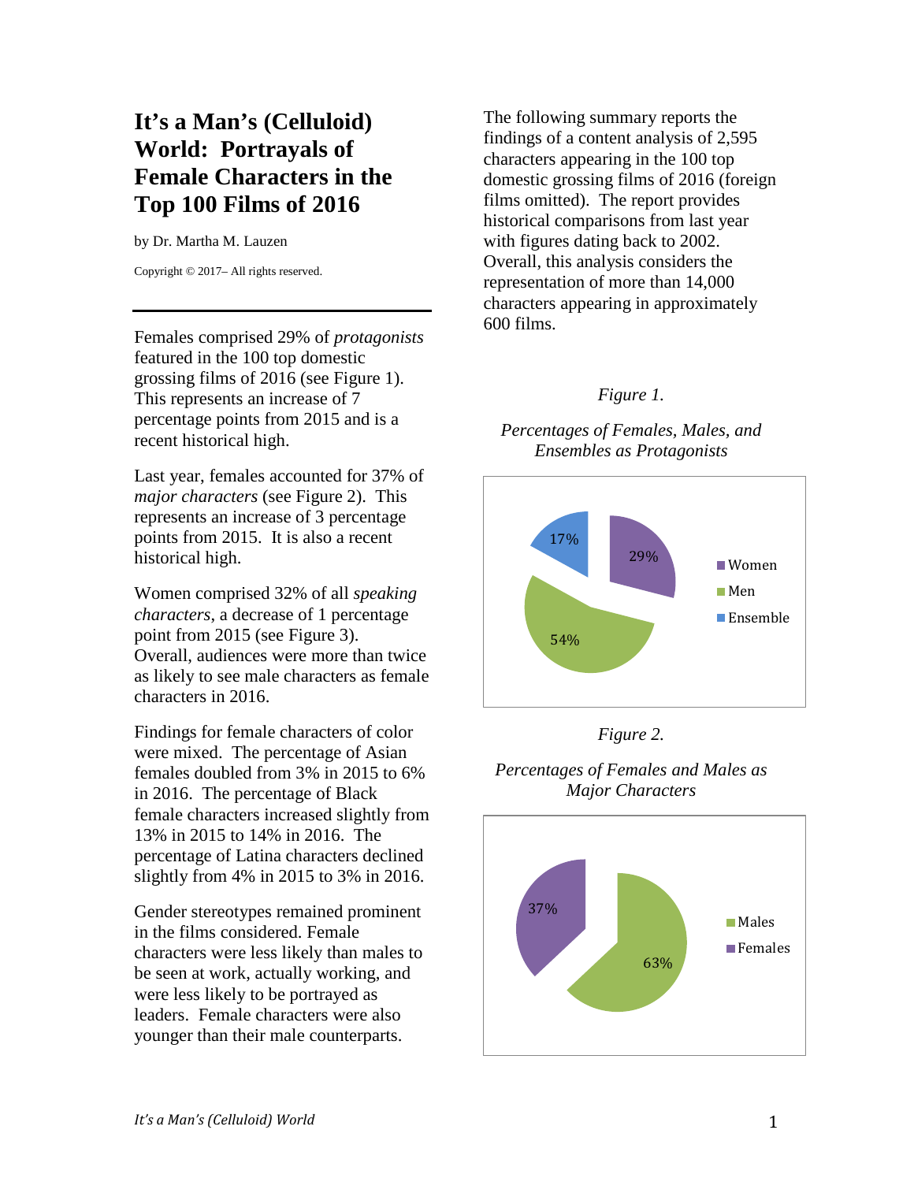# It's a Man's (Celluloid) World: Portrayals of Female Characters in the Top 100 Films of 2016

by Dr. Martha M. Lauzen

Copyright © 2017– All rights reserved.

---

Females comprised 29% of *protagonists* featured in the 100 top domestic grossing films of 2016 (see Figure 1). This represents an increase of 7 percentage points from 2015 and is a recent historical high.

Last year, females accounted for 37% of *major characters* (see Figure 2). This represents an increase of 3 percentage points from 2015. It is also a recent historical high.

Women comprised 32% of all *speaking characters*, a decrease of 1 percentage point from 2015 (see Figure 3). Overall, audiences were more than twice as likely to see male characters as female characters in 2016.

Findings for female characters of color were mixed. The percentage of Asian females doubled from 3% in 2015 to 6% in 2016. The percentage of Black female characters increased slightly from 13% in 2015 to 14% in 2016. The percentage of Latina characters declined slightly from 4% in 2015 to 3% in 2016.

Gender stereotypes remained prominent in the films considered. Female characters were less likely than males to be seen at work, actually working, and were less likely to be portrayed as leaders. Female characters were also younger than their male counterparts.

The following summary reports the findings of a content analysis of 2,595 characters appearing in the 100 top domestic grossing films of 2016 (foreign films omitted). The report provides historical comparisons from last year with figures dating back to 2002. Overall, this analysis considers the representation of more than 14,000 characters appearing in approximately 600 films.

*Figure 1.*

*Percentages of Females, Males, and Ensembles as Protagonists*

| | Percentage |
|---|---|
| Women | 29% |
| Men | 54% |
| Ensemble | 17% |

*Figure 2.*

*Percentages of Females and Males as Major Characters*

| | Percentage |
|---|---|
| Males | 63% |
| Females | 37% |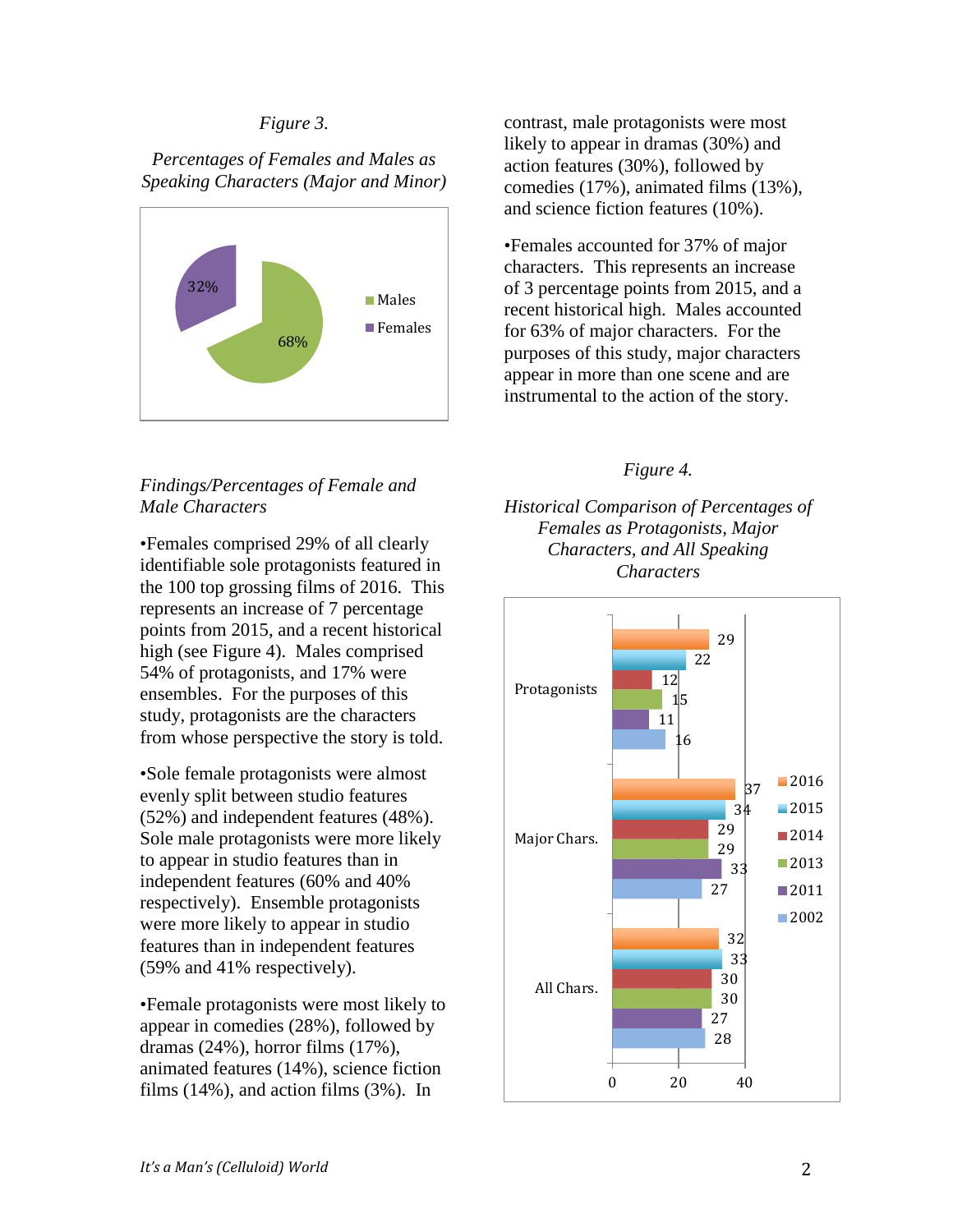*Figure 3.*

*Percentages of Females and Males as Speaking Characters (Major and Minor)*

| | Percentage |
|---|---|
| Males | 68% |
| Females | 32% |

*Findings/Percentages of Female and Male Characters*

•Females comprised 29% of all clearly identifiable sole protagonists featured in the 100 top grossing films of 2016. This represents an increase of 7 percentage points from 2015, and a recent historical high (see Figure 4). Males comprised 54% of protagonists, and 17% were ensembles. For the purposes of this study, protagonists are the characters from whose perspective the story is told.

•Sole female protagonists were almost evenly split between studio features (52%) and independent features (48%). Sole male protagonists were more likely to appear in studio features than in independent features (60% and 40% respectively). Ensemble protagonists were more likely to appear in studio features than in independent features (59% and 41% respectively).

•Female protagonists were most likely to appear in comedies (28%), followed by dramas (24%), horror films (17%), animated features (14%), science fiction films (14%), and action films (3%). In contrast, male protagonists were most likely to appear in dramas (30%) and action features (30%), followed by comedies (17%), animated films (13%), and science fiction features (10%).

•Females accounted for 37% of major characters. This represents an increase of 3 percentage points from 2015, and a recent historical high. Males accounted for 63% of major characters. For the purposes of this study, major characters appear in more than one scene and are instrumental to the action of the story.

*Figure 4.*

*Historical Comparison of Percentages of Females as Protagonists, Major Characters, and All Speaking Characters*

| | 2016 | 2015 | 2014 | 2013 | 2011 | 2002 |
|---|---|---|---|---|---|---|
| Protagonists | 29 | 22 | 12 | 15 | 11 | 16 |
| Major Chars. | 37 | 34 | 29 | 29 | 33 | 27 |
| All Chars. | 32 | 33 | 30 | 30 | 27 | 28 |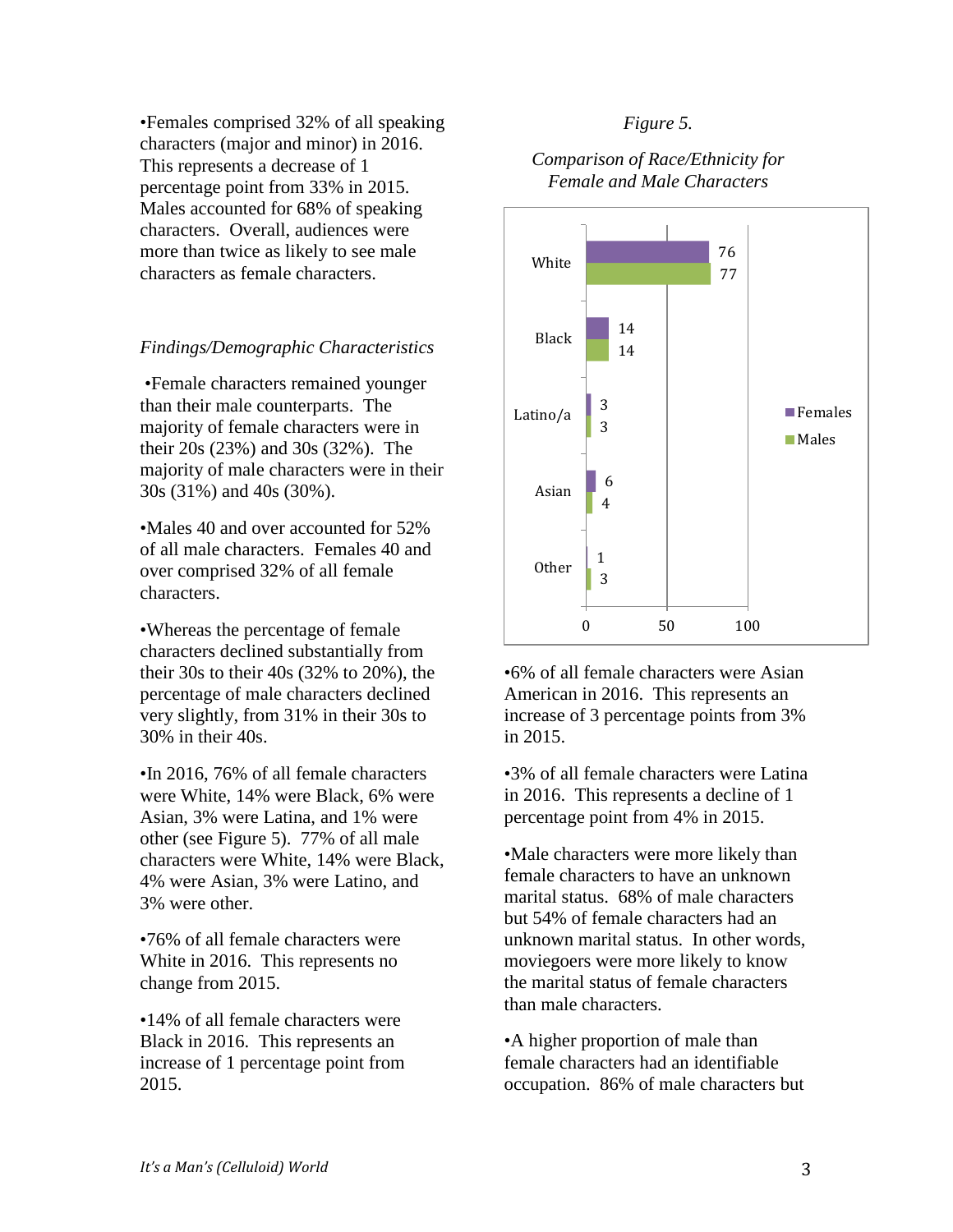•Females comprised 32% of all speaking characters (major and minor) in 2016. This represents a decrease of 1 percentage point from 33% in 2015. Males accounted for 68% of speaking characters. Overall, audiences were more than twice as likely to see male characters as female characters.

*Findings/Demographic Characteristics*

•Female characters remained younger than their male counterparts. The majority of female characters were in their 20s (23%) and 30s (32%). The majority of male characters were in their 30s (31%) and 40s (30%).

•Males 40 and over accounted for 52% of all male characters. Females 40 and over comprised 32% of all female characters.

•Whereas the percentage of female characters declined substantially from their 30s to their 40s (32% to 20%), the percentage of male characters declined very slightly, from 31% in their 30s to 30% in their 40s.

•In 2016, 76% of all female characters were White, 14% were Black, 6% were Asian, 3% were Latina, and 1% were other (see Figure 5). 77% of all male characters were White, 14% were Black, 4% were Asian, 3% were Latino, and 3% were other.

•76% of all female characters were White in 2016. This represents no change from 2015.

•14% of all female characters were Black in 2016. This represents an increase of 1 percentage point from 2015.

*Figure 5.*

*Comparison of Race/Ethnicity for Female and Male Characters*

| | Females | Males |
|---|---|---|
| White | 76 | 77 |
| Black | 14 | 14 |
| Latino/a | 3 | 3 |
| Asian | 6 | 4 |
| Other | 1 | 3 |

•6% of all female characters were Asian American in 2016. This represents an increase of 3 percentage points from 3% in 2015.

•3% of all female characters were Latina in 2016. This represents a decline of 1 percentage point from 4% in 2015.

•Male characters were more likely than female characters to have an unknown marital status. 68% of male characters but 54% of female characters had an unknown marital status. In other words, moviegoers were more likely to know the marital status of female characters than male characters.

•A higher proportion of male than female characters had an identifiable occupation. 86% of male characters but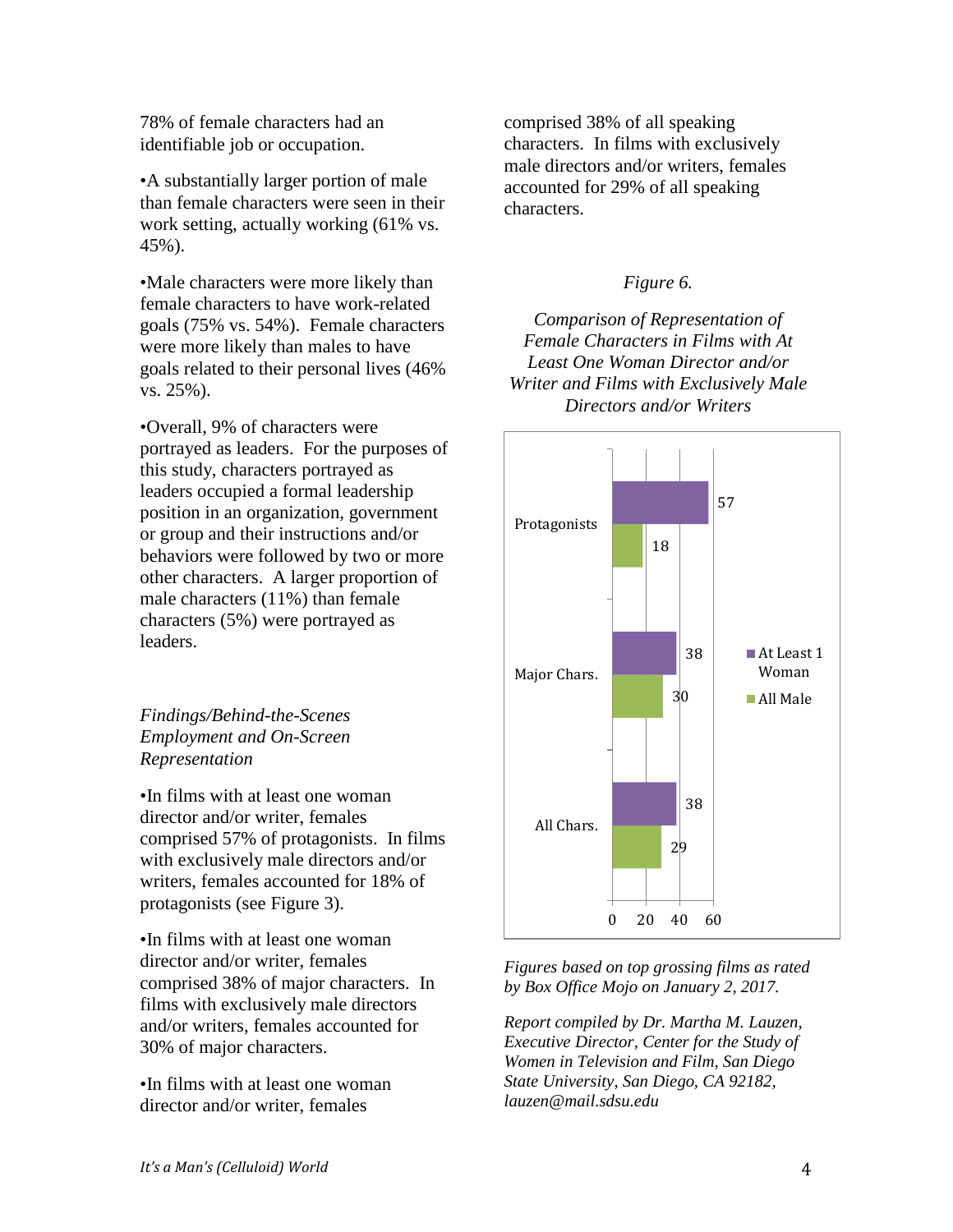78% of female characters had an identifiable job or occupation.

•A substantially larger portion of male than female characters were seen in their work setting, actually working (61% vs. 45%).

•Male characters were more likely than female characters to have work-related goals (75% vs. 54%). Female characters were more likely than males to have goals related to their personal lives (46% vs. 25%).

•Overall, 9% of characters were portrayed as leaders. For the purposes of this study, characters portrayed as leaders occupied a formal leadership position in an organization, government or group and their instructions and/or behaviors were followed by two or more other characters. A larger proportion of male characters (11%) than female characters (5%) were portrayed as leaders.

*Findings/Behind-the-Scenes Employment and On-Screen Representation*

•In films with at least one woman director and/or writer, females comprised 57% of protagonists. In films with exclusively male directors and/or writers, females accounted for 18% of protagonists (see Figure 3).

•In films with at least one woman director and/or writer, females comprised 38% of major characters. In films with exclusively male directors and/or writers, females accounted for 30% of major characters.

•In films with at least one woman director and/or writer, females comprised 38% of all speaking characters. In films with exclusively male directors and/or writers, females accounted for 29% of all speaking characters.

*Figure 6.*

*Comparison of Representation of Female Characters in Films with At Least One Woman Director and/or Writer and Films with Exclusively Male Directors and/or Writers*

Protagonists
57
18
Major Chars.
38
30
All Chars.
38
29
0 20 40 60
At Least 1 Woman
All Male

*Figures based on top grossing films as rated by Box Office Mojo on January 2, 2017.*

*Report compiled by Dr. Martha M. Lauzen, Executive Director, Center for the Study of Women in Television and Film, San Diego State University, San Diego, CA 92182, lauzen@mail.sdsu.edu*